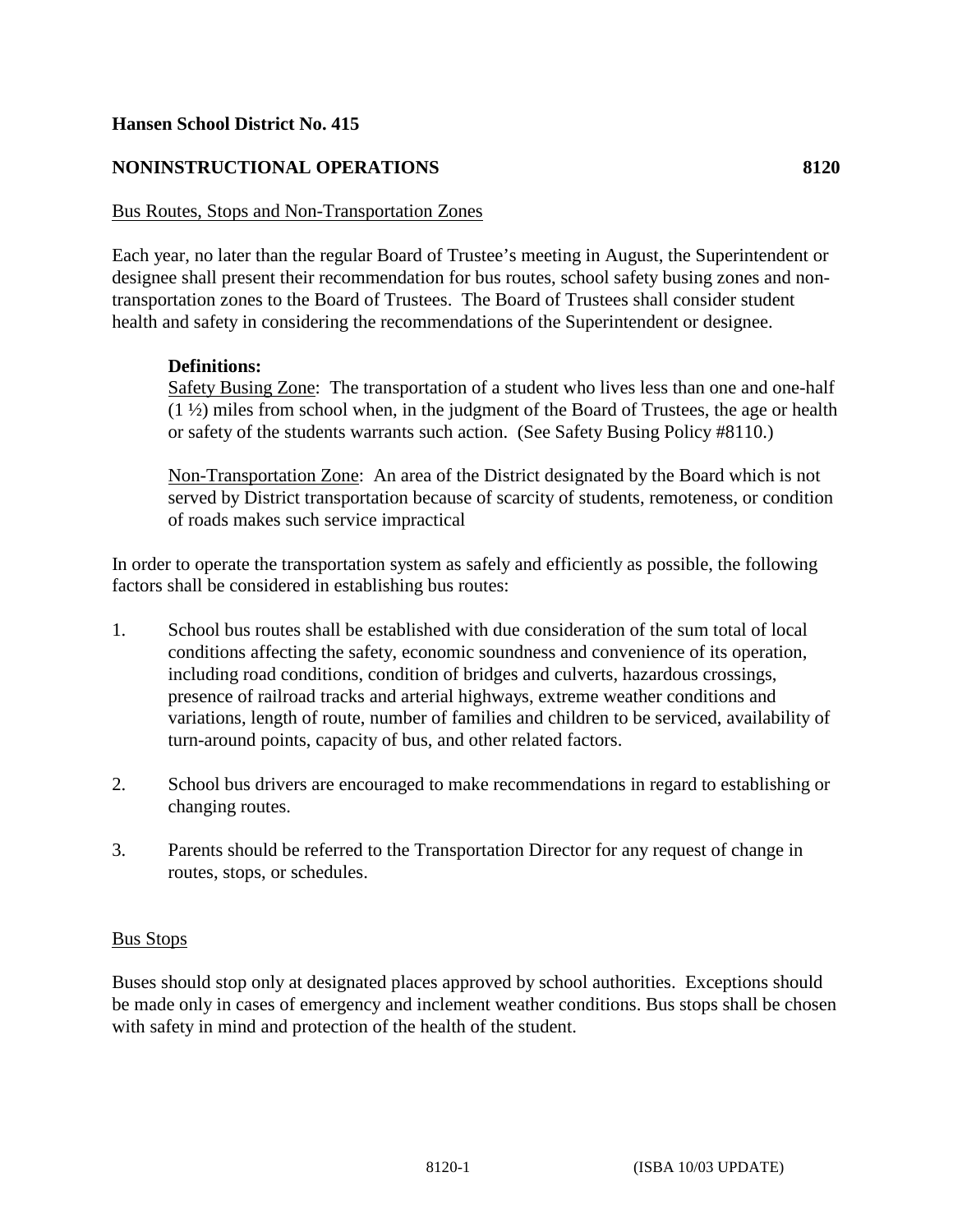**Hansen School District No. 415**

**NONINSTRUCTIONAL OPERATIONS** **8120**

Bus Routes, Stops and Non-Transportation Zones

Each year, no later than the regular Board of Trustee's meeting in August, the Superintendent or designee shall present their recommendation for bus routes, school safety busing zones and non-transportation zones to the Board of Trustees. The Board of Trustees shall consider student health and safety in considering the recommendations of the Superintendent or designee.

**Definitions:**

Safety Busing Zone: The transportation of a student who lives less than one and one-half (1 ½) miles from school when, in the judgment of the Board of Trustees, the age or health or safety of the students warrants such action. (See Safety Busing Policy #8110.)

Non-Transportation Zone: An area of the District designated by the Board which is not served by District transportation because of scarcity of students, remoteness, or condition of roads makes such service impractical

In order to operate the transportation system as safely and efficiently as possible, the following factors shall be considered in establishing bus routes:

1. School bus routes shall be established with due consideration of the sum total of local conditions affecting the safety, economic soundness and convenience of its operation, including road conditions, condition of bridges and culverts, hazardous crossings, presence of railroad tracks and arterial highways, extreme weather conditions and variations, length of route, number of families and children to be serviced, availability of turn-around points, capacity of bus, and other related factors.

2. School bus drivers are encouraged to make recommendations in regard to establishing or changing routes.

3. Parents should be referred to the Transportation Director for any request of change in routes, stops, or schedules.

Bus Stops

Buses should stop only at designated places approved by school authorities. Exceptions should be made only in cases of emergency and inclement weather conditions. Bus stops shall be chosen with safety in mind and protection of the health of the student.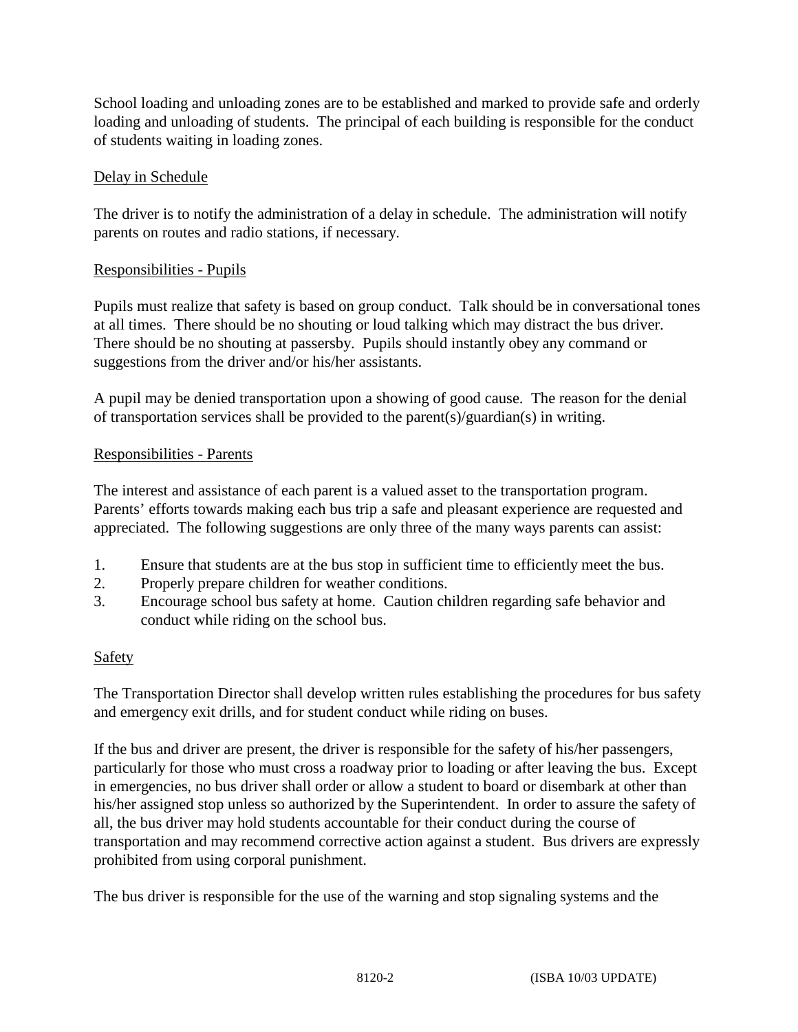School loading and unloading zones are to be established and marked to provide safe and orderly loading and unloading of students. The principal of each building is responsible for the conduct of students waiting in loading zones.

<u>Delay in Schedule</u>

The driver is to notify the administration of a delay in schedule. The administration will notify parents on routes and radio stations, if necessary.

<u>Responsibilities - Pupils</u>

Pupils must realize that safety is based on group conduct. Talk should be in conversational tones at all times. There should be no shouting or loud talking which may distract the bus driver. There should be no shouting at passersby. Pupils should instantly obey any command or suggestions from the driver and/or his/her assistants.

A pupil may be denied transportation upon a showing of good cause. The reason for the denial of transportation services shall be provided to the parent(s)/guardian(s) in writing.

<u>Responsibilities - Parents</u>

The interest and assistance of each parent is a valued asset to the transportation program. Parents' efforts towards making each bus trip a safe and pleasant experience are requested and appreciated. The following suggestions are only three of the many ways parents can assist:

1. Ensure that students are at the bus stop in sufficient time to efficiently meet the bus.
2. Properly prepare children for weather conditions.
3. Encourage school bus safety at home. Caution children regarding safe behavior and conduct while riding on the school bus.

<u>Safety</u>

The Transportation Director shall develop written rules establishing the procedures for bus safety and emergency exit drills, and for student conduct while riding on buses.

If the bus and driver are present, the driver is responsible for the safety of his/her passengers, particularly for those who must cross a roadway prior to loading or after leaving the bus. Except in emergencies, no bus driver shall order or allow a student to board or disembark at other than his/her assigned stop unless so authorized by the Superintendent. In order to assure the safety of all, the bus driver may hold students accountable for their conduct during the course of transportation and may recommend corrective action against a student. Bus drivers are expressly prohibited from using corporal punishment.

The bus driver is responsible for the use of the warning and stop signaling systems and the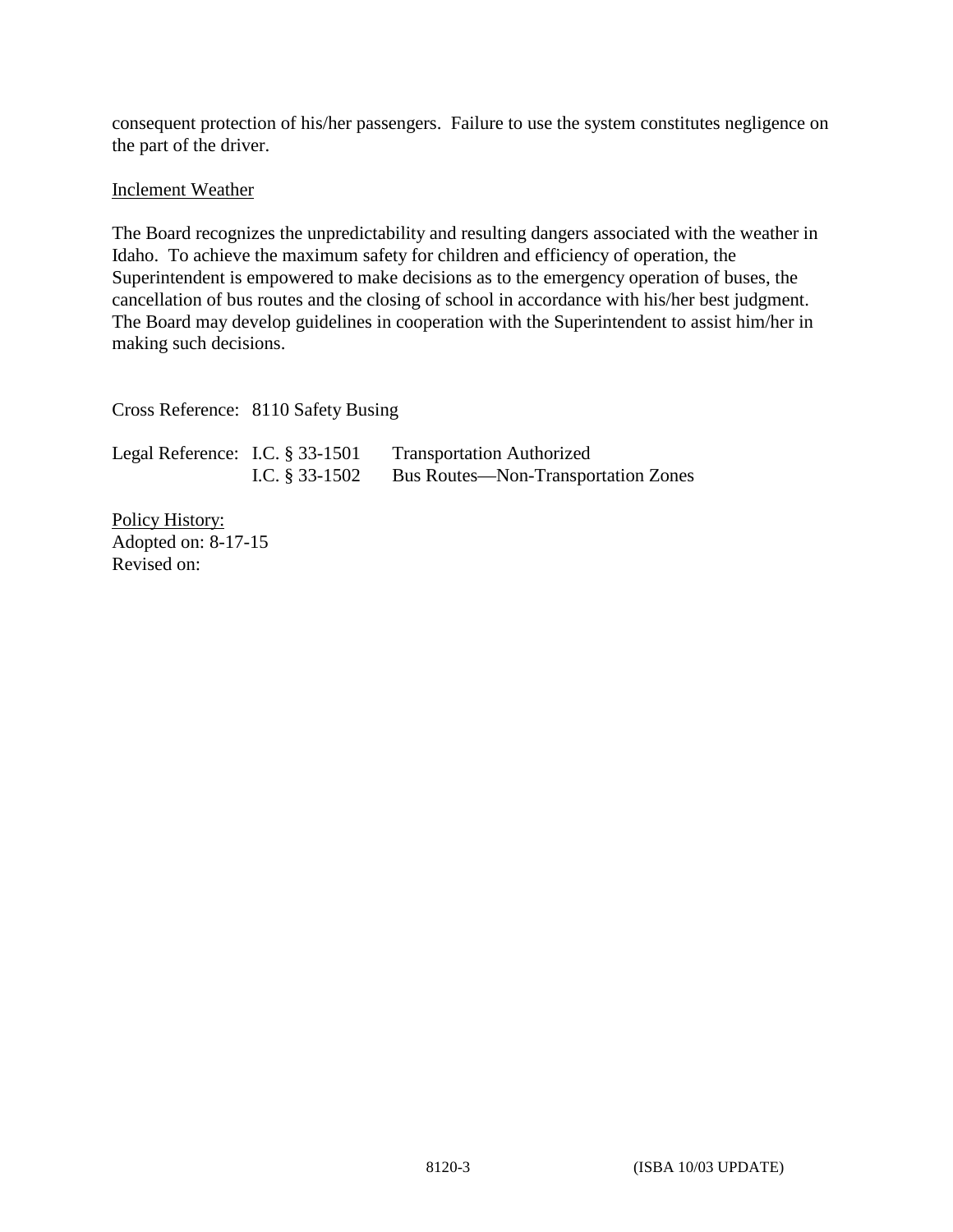consequent protection of his/her passengers. Failure to use the system constitutes negligence on the part of the driver.

Inclement Weather

The Board recognizes the unpredictability and resulting dangers associated with the weather in Idaho. To achieve the maximum safety for children and efficiency of operation, the Superintendent is empowered to make decisions as to the emergency operation of buses, the cancellation of bus routes and the closing of school in accordance with his/her best judgment. The Board may develop guidelines in cooperation with the Superintendent to assist him/her in making such decisions.

Cross Reference: 8110 Safety Busing

| | | |
|---|---|---|
| Legal Reference: | I.C. § 33-1501 | Transportation Authorized |
| | I.C. § 33-1502 | Bus Routes—Non-Transportation Zones |

Policy History:
Adopted on: 8-17-15
Revised on: